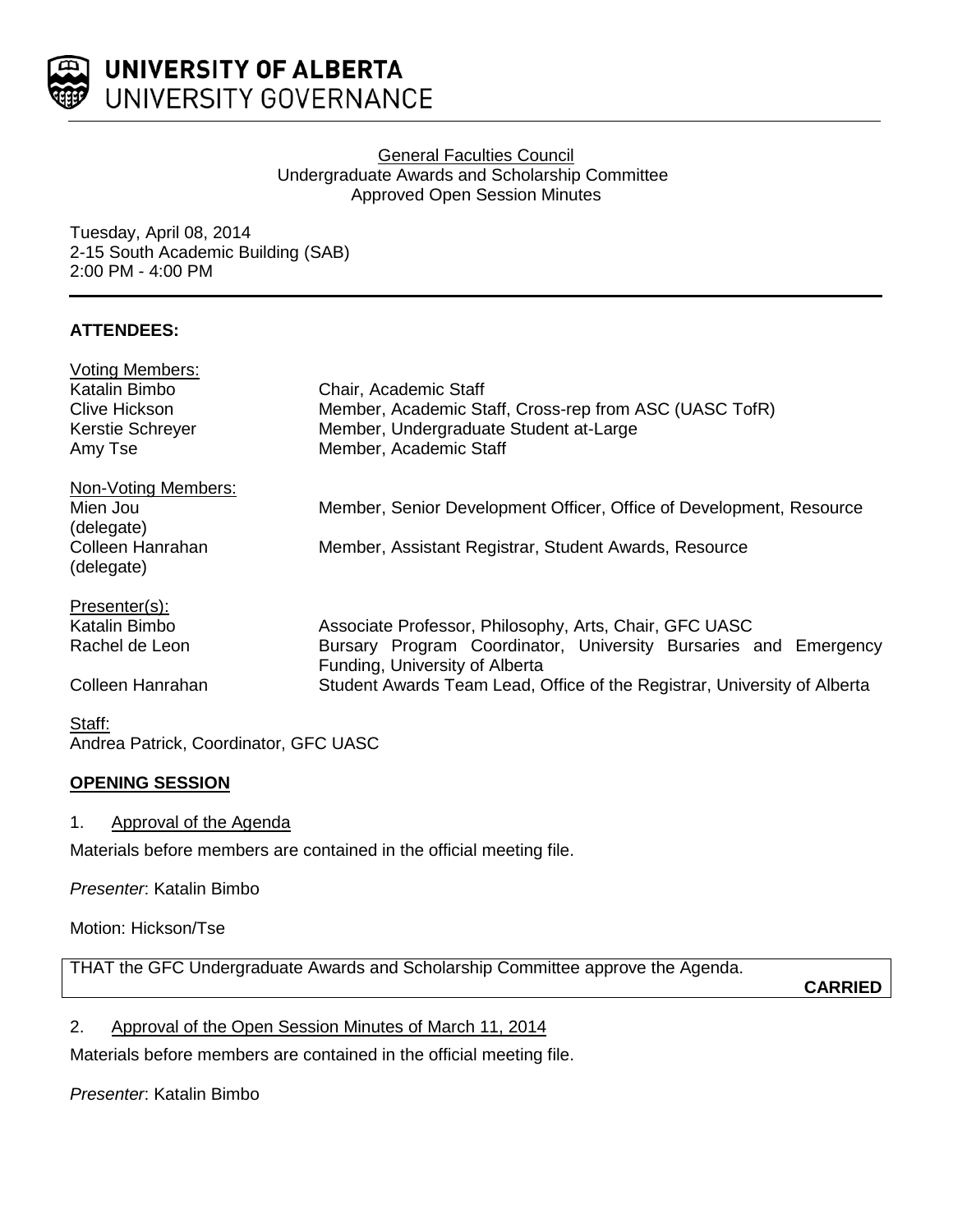# UNIVERSITY OF ALBERTA
## UNIVERSITY GOVERNANCE

General Faculties Council
Undergraduate Awards and Scholarship Committee
Approved Open Session Minutes

Tuesday, April 08, 2014
2-15 South Academic Building (SAB)
2:00 PM - 4:00 PM

**ATTENDEES:**

Voting Members:

| | |
|---|---|
| Katalin Bimbo | Chair, Academic Staff |
| Clive Hickson | Member, Academic Staff, Cross-rep from ASC (UASC TofR) |
| Kerstie Schreyer | Member, Undergraduate Student at-Large |
| Amy Tse | Member, Academic Staff |

Non-Voting Members:

| | |
|---|---|
| Mien Jou (delegate) | Member, Senior Development Officer, Office of Development, Resource |
| Colleen Hanrahan (delegate) | Member, Assistant Registrar, Student Awards, Resource |

Presenter(s):

| | |
|---|---|
| Katalin Bimbo | Associate Professor, Philosophy, Arts, Chair, GFC UASC |
| Rachel de Leon | Bursary Program Coordinator, University Bursaries and Emergency Funding, University of Alberta |
| Colleen Hanrahan | Student Awards Team Lead, Office of the Registrar, University of Alberta |

Staff:
Andrea Patrick, Coordinator, GFC UASC

**OPENING SESSION**

1. Approval of the Agenda

Materials before members are contained in the official meeting file.

*Presenter*: Katalin Bimbo

Motion: Hickson/Tse

THAT the GFC Undergraduate Awards and Scholarship Committee approve the Agenda.

**CARRIED**

2. Approval of the Open Session Minutes of March 11, 2014

Materials before members are contained in the official meeting file.

*Presenter*: Katalin Bimbo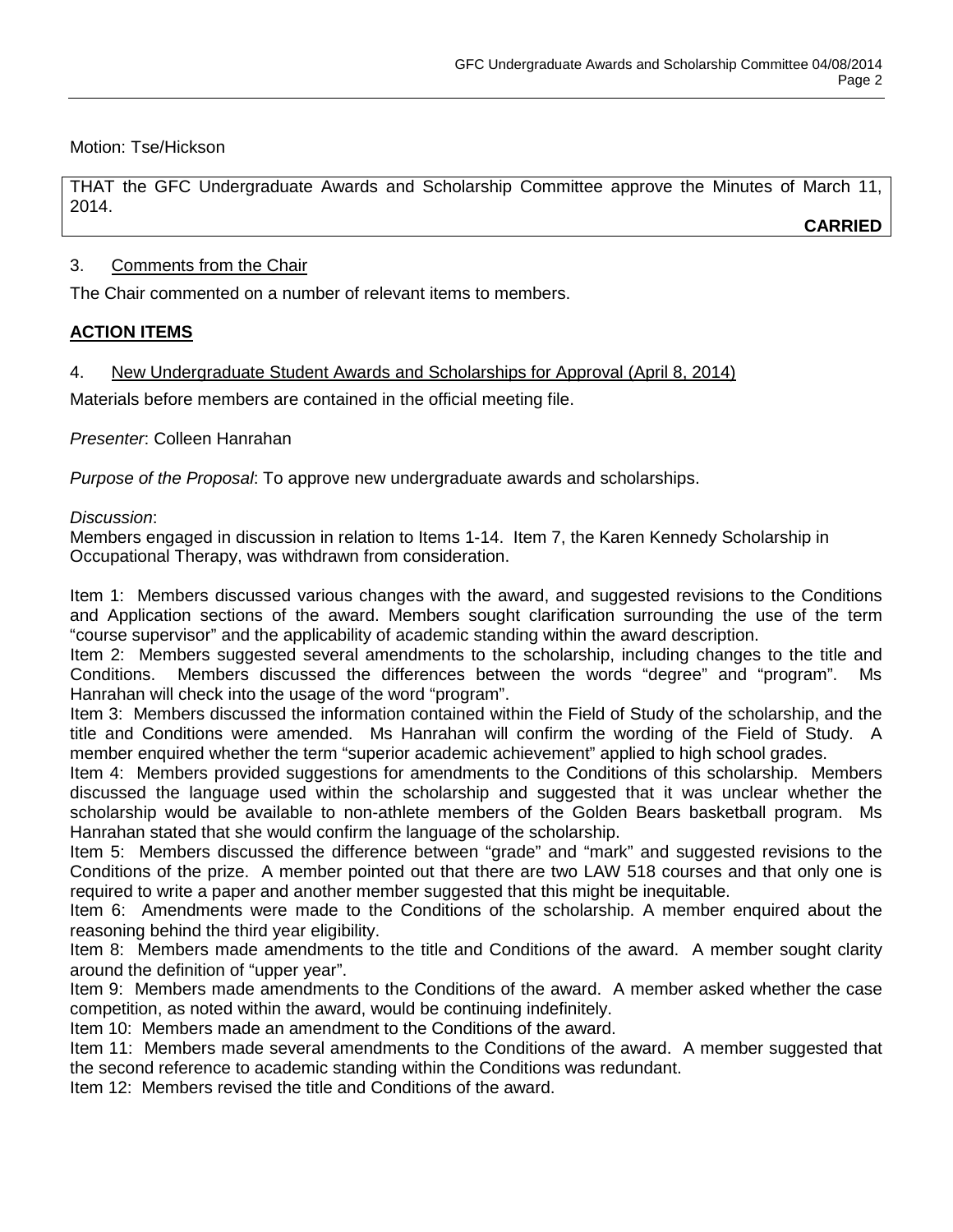Motion: Tse/Hickson

THAT the GFC Undergraduate Awards and Scholarship Committee approve the Minutes of March 11, 2014.

**CARRIED**

3. Comments from the Chair

The Chair commented on a number of relevant items to members.

## ACTION ITEMS

4. New Undergraduate Student Awards and Scholarships for Approval (April 8, 2014)

Materials before members are contained in the official meeting file.

*Presenter*: Colleen Hanrahan

*Purpose of the Proposal*: To approve new undergraduate awards and scholarships.

*Discussion*:
Members engaged in discussion in relation to Items 1-14. Item 7, the Karen Kennedy Scholarship in Occupational Therapy, was withdrawn from consideration.

Item 1: Members discussed various changes with the award, and suggested revisions to the Conditions and Application sections of the award. Members sought clarification surrounding the use of the term "course supervisor" and the applicability of academic standing within the award description.
Item 2: Members suggested several amendments to the scholarship, including changes to the title and Conditions. Members discussed the differences between the words "degree" and "program". Ms Hanrahan will check into the usage of the word "program".
Item 3: Members discussed the information contained within the Field of Study of the scholarship, and the title and Conditions were amended. Ms Hanrahan will confirm the wording of the Field of Study. A member enquired whether the term "superior academic achievement" applied to high school grades.
Item 4: Members provided suggestions for amendments to the Conditions of this scholarship. Members discussed the language used within the scholarship and suggested that it was unclear whether the scholarship would be available to non-athlete members of the Golden Bears basketball program. Ms Hanrahan stated that she would confirm the language of the scholarship.
Item 5: Members discussed the difference between "grade" and "mark" and suggested revisions to the Conditions of the prize. A member pointed out that there are two LAW 518 courses and that only one is required to write a paper and another member suggested that this might be inequitable.
Item 6: Amendments were made to the Conditions of the scholarship. A member enquired about the reasoning behind the third year eligibility.
Item 8: Members made amendments to the title and Conditions of the award. A member sought clarity around the definition of "upper year".
Item 9: Members made amendments to the Conditions of the award. A member asked whether the case competition, as noted within the award, would be continuing indefinitely.
Item 10: Members made an amendment to the Conditions of the award.
Item 11: Members made several amendments to the Conditions of the award. A member suggested that the second reference to academic standing within the Conditions was redundant.
Item 12: Members revised the title and Conditions of the award.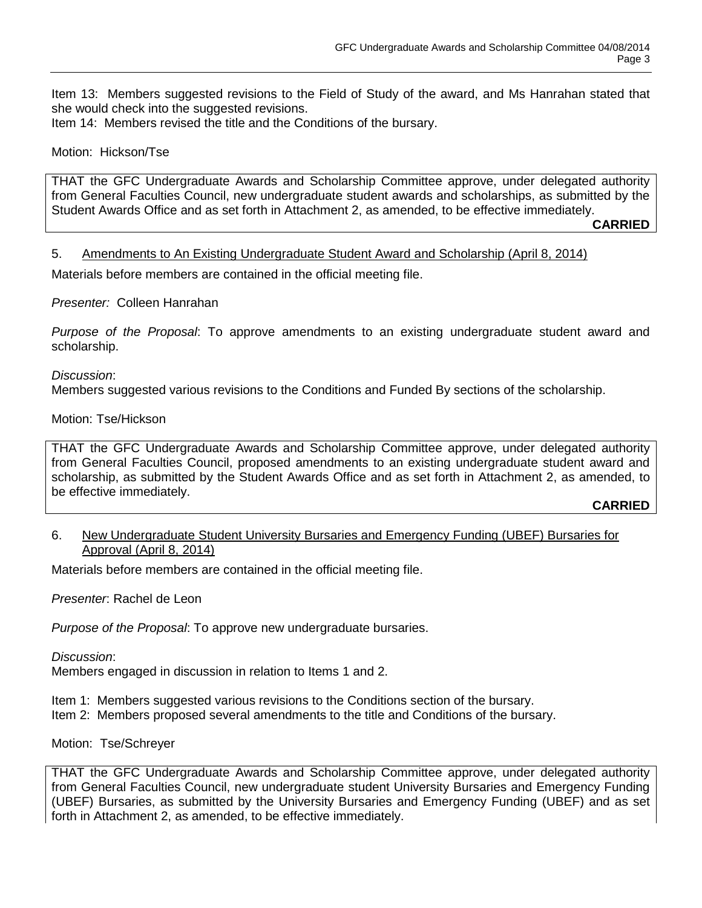Item 13: Members suggested revisions to the Field of Study of the award, and Ms Hanrahan stated that she would check into the suggested revisions.
Item 14: Members revised the title and the Conditions of the bursary.

Motion: Hickson/Tse

> THAT the GFC Undergraduate Awards and Scholarship Committee approve, under delegated authority from General Faculties Council, new undergraduate student awards and scholarships, as submitted by the Student Awards Office and as set forth in Attachment 2, as amended, to be effective immediately.
>
> **CARRIED**

5. <u>Amendments to An Existing Undergraduate Student Award and Scholarship (April 8, 2014)</u>

Materials before members are contained in the official meeting file.

*Presenter:* Colleen Hanrahan

*Purpose of the Proposal*: To approve amendments to an existing undergraduate student award and scholarship.

*Discussion*:
Members suggested various revisions to the Conditions and Funded By sections of the scholarship.

Motion: Tse/Hickson

> THAT the GFC Undergraduate Awards and Scholarship Committee approve, under delegated authority from General Faculties Council, proposed amendments to an existing undergraduate student award and scholarship, as submitted by the Student Awards Office and as set forth in Attachment 2, as amended, to be effective immediately.
>
> **CARRIED**

6. <u>New Undergraduate Student University Bursaries and Emergency Funding (UBEF) Bursaries for Approval (April 8, 2014)</u>

Materials before members are contained in the official meeting file.

*Presenter*: Rachel de Leon

*Purpose of the Proposal*: To approve new undergraduate bursaries.

*Discussion*:
Members engaged in discussion in relation to Items 1 and 2.

Item 1: Members suggested various revisions to the Conditions section of the bursary.
Item 2: Members proposed several amendments to the title and Conditions of the bursary.

Motion: Tse/Schreyer

> THAT the GFC Undergraduate Awards and Scholarship Committee approve, under delegated authority from General Faculties Council, new undergraduate student University Bursaries and Emergency Funding (UBEF) Bursaries, as submitted by the University Bursaries and Emergency Funding (UBEF) and as set forth in Attachment 2, as amended, to be effective immediately.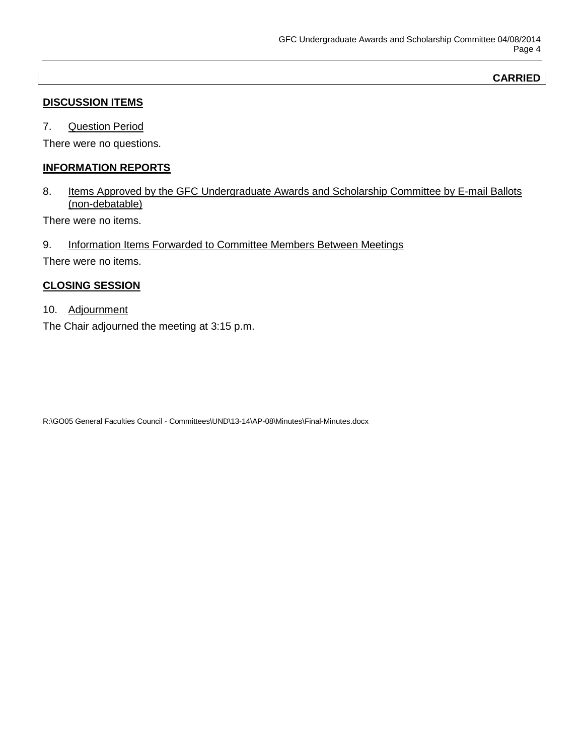**CARRIED**

## DISCUSSION ITEMS

7. Question Period

There were no questions.

## INFORMATION REPORTS

8. Items Approved by the GFC Undergraduate Awards and Scholarship Committee by E-mail Ballots (non-debatable)

There were no items.

9. Information Items Forwarded to Committee Members Between Meetings

There were no items.

## CLOSING SESSION

10. Adjournment

The Chair adjourned the meeting at 3:15 p.m.

R:\GO05 General Faculties Council - Committees\UND\13-14\AP-08\Minutes\Final-Minutes.docx